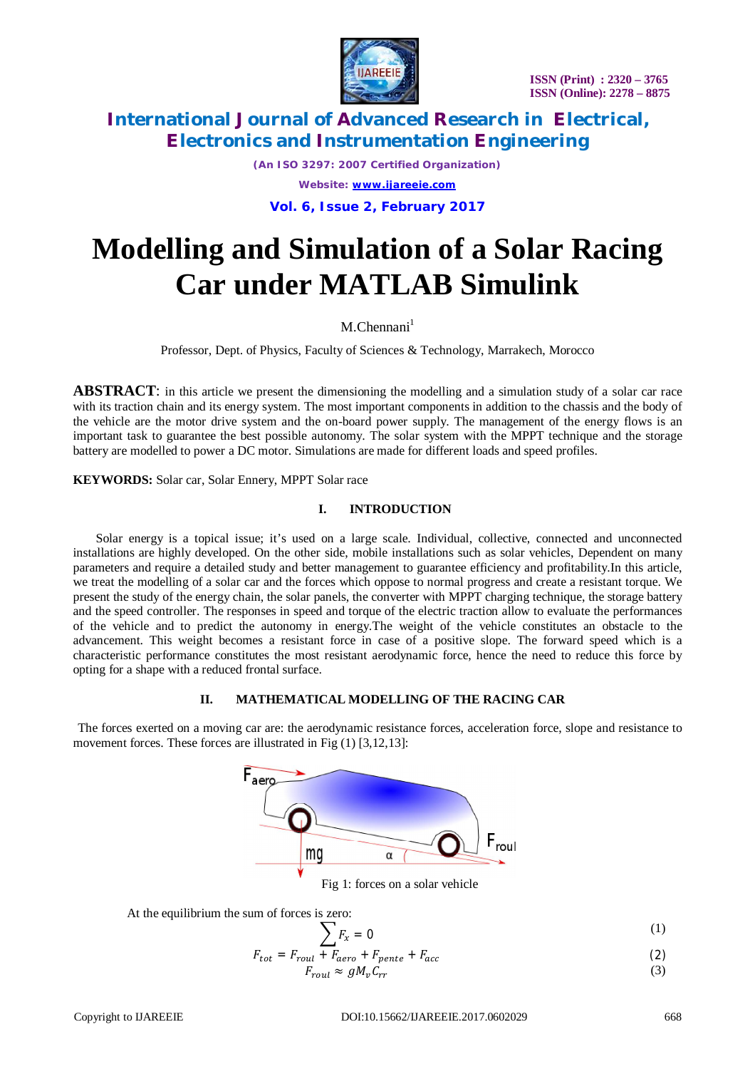# Modelling and Simulation of a Solar Racing Car under MATLAB Simulink

M.Chennani[1]

Professor, Dept. of Physics, Faculty of Sciences & Technology, Marrakech, Morocco

**ABSTRACT**: in this article we present the dimensioning the modelling and a simulation study of a solar car race with its traction chain and its energy system. The most important components in addition to the chassis and the body of the vehicle are the motor drive system and the on-board power supply. The management of the energy flows is an important task to guarantee the best possible autonomy. The solar system with the MPPT technique and the storage battery are modelled to power a DC motor. Simulations are made for different loads and speed profiles.

**KEYWORDS:** Solar car, Solar Ennery, MPPT Solar race

## I. INTRODUCTION

Solar energy is a topical issue; it's used on a large scale. Individual, collective, connected and unconnected installations are highly developed. On the other side, mobile installations such as solar vehicles, Dependent on many parameters and require a detailed study and better management to guarantee efficiency and profitability.In this article, we treat the modelling of a solar car and the forces which oppose to normal progress and create a resistant torque. We present the study of the energy chain, the solar panels, the converter with MPPT charging technique, the storage battery and the speed controller. The responses in speed and torque of the electric traction allow to evaluate the performances of the vehicle and to predict the autonomy in energy.The weight of the vehicle constitutes an obstacle to the advancement. This weight becomes a resistant force in case of a positive slope. The forward speed which is a characteristic performance constitutes the most resistant aerodynamic force, hence the need to reduce this force by opting for a shape with a reduced frontal surface.

## II. MATHEMATICAL MODELLING OF THE RACING CAR

The forces exerted on a moving car are: the aerodynamic resistance forces, acceleration force, slope and resistance to movement forces. These forces are illustrated in Fig (1) [3,12,13]:

Fig 1: forces on a solar vehicle

At the equilibrium the sum of forces is zero:

$$\sum F_x = 0 \tag{1}$$

$$F_{tot} = F_{roul} + F_{aero} + F_{pente} + F_{acc} \tag{2}$$

$$F_{roul} \approx g M_v C_{rr} \tag{3}$$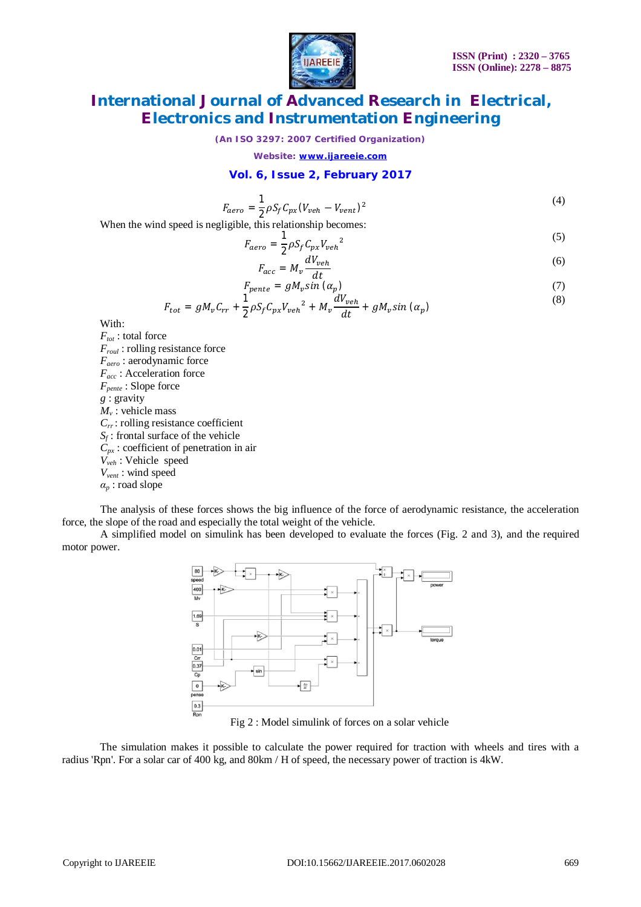$$F_{aero} = \frac{1}{2}\rho S_f C_{px}(V_{veh} - V_{vent})^2 \tag{4}$$

When the wind speed is negligible, this relationship becomes:

$$F_{aero} = \frac{1}{2}\rho S_f C_{px} V_{veh}{}^2 \tag{5}$$

$$F_{acc} = M_v \frac{dV_{veh}}{dt} \tag{6}$$

$$F_{pente} = gM_v sin\,(\alpha_p) \tag{7}$$

$$F_{tot} = gM_v C_{rr} + \frac{1}{2}\rho S_f C_{px} V_{veh}{}^2 + M_v \frac{dV_{veh}}{dt} + gM_v sin\,(\alpha_p) \tag{8}$$

With:

$F_{tot}$ : total force
$F_{roul}$ : rolling resistance force
$F_{aero}$ : aerodynamic force
$F_{acc}$ : Acceleration force
$F_{pente}$ : Slope force
$g$ : gravity
$M_v$ : vehicle mass
$C_{rr}$ : rolling resistance coefficient
$S_f$ : frontal surface of the vehicle
$C_{px}$ : coefficient of penetration in air
$V_{veh}$ : Vehicle speed
$V_{vent}$ : wind speed
$\alpha_p$ : road slope

The analysis of these forces shows the big influence of the force of aerodynamic resistance, the acceleration force, the slope of the road and especially the total weight of the vehicle.

A simplified model on simulink has been developed to evaluate the forces (Fig. 2 and 3), and the required motor power.

Fig 2 : Model simulink of forces on a solar vehicle

The simulation makes it possible to calculate the power required for traction with wheels and tires with a radius 'Rpn'. For a solar car of 400 kg, and 80km / H of speed, the necessary power of traction is 4kW.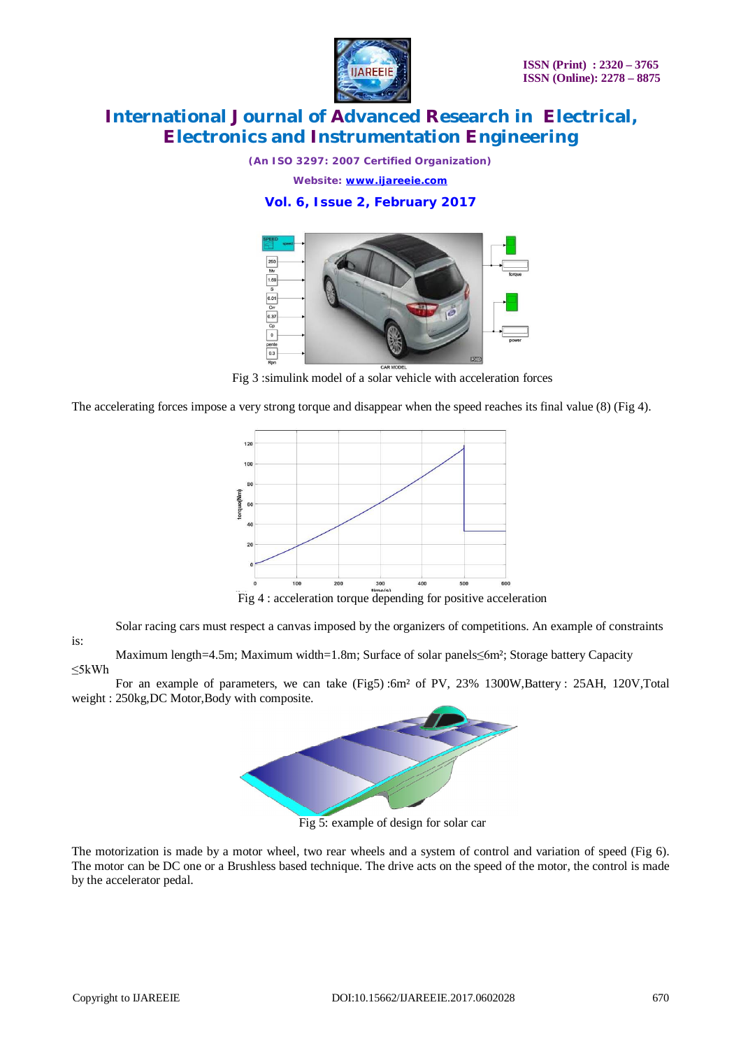Fig 3 :simulink model of a solar vehicle with acceleration forces

The accelerating forces impose a very strong torque and disappear when the speed reaches its final value (8) (Fig 4).

Fig 4 : acceleration torque depending for positive acceleration

Solar racing cars must respect a canvas imposed by the organizers of competitions. An example of constraints is:

Maximum length=4.5m; Maximum width=1.8m; Surface of solar panels≤6m²; Storage battery Capacity ≤5kWh

For an example of parameters, we can take (Fig5) :6m² of PV, 23% 1300W,Battery : 25AH, 120V,Total weight : 250kg,DC Motor,Body with composite.

Fig 5: example of design for solar car

The motorization is made by a motor wheel, two rear wheels and a system of control and variation of speed (Fig 6). The motor can be DC one or a Brushless based technique. The drive acts on the speed of the motor, the control is made by the accelerator pedal.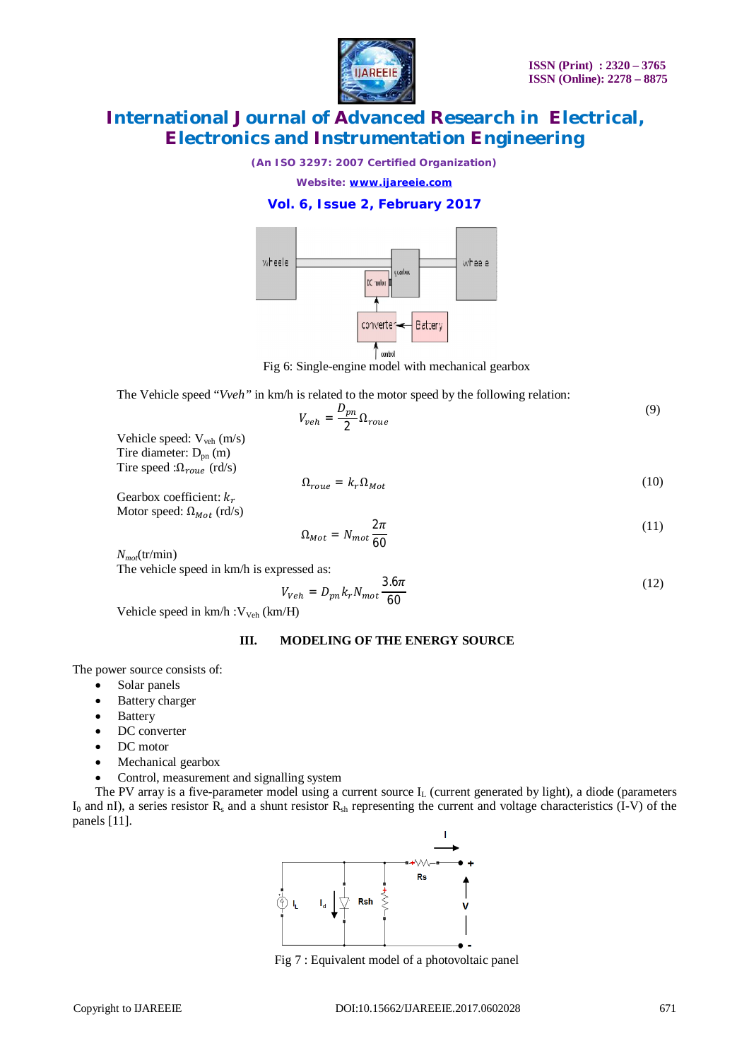Fig 6: Single-engine model with mechanical gearbox

The Vehicle speed "*Vveh*" in km/h is related to the motor speed by the following relation:

$$V_{veh} = \frac{D_{pn}}{2}\Omega_{roue} \tag{9}$$

Vehicle speed: $V_{veh}$ (m/s)
Tire diameter: $D_{pn}$ (m)
Tire speed :$\Omega_{roue}$ (rd/s)

$$\Omega_{roue} = k_r \Omega_{Mot} \tag{10}$$

Gearbox coefficient: $k_r$
Motor speed: $\Omega_{Mot}$ (rd/s)

$$\Omega_{Mot} = N_{mot}\frac{2\pi}{60} \tag{11}$$

$N_{mot}$(tr/min)
The vehicle speed in km/h is expressed as:

$$V_{Veh} = D_{pn} k_r N_{mot}\frac{3.6\pi}{60} \tag{12}$$

Vehicle speed in km/h :$V_{Veh}$ (km/H)

## III. MODELING OF THE ENERGY SOURCE

The power source consists of:

- Solar panels
- Battery charger
- Battery
- DC converter
- DC motor
- Mechanical gearbox
- Control, measurement and signalling system

The PV array is a five-parameter model using a current source $I_L$ (current generated by light), a diode (parameters $I_0$ and nI), a series resistor $R_s$ and a shunt resistor $R_{sh}$ representing the current and voltage characteristics (I-V) of the panels [11].

Fig 7 : Equivalent model of a photovoltaic panel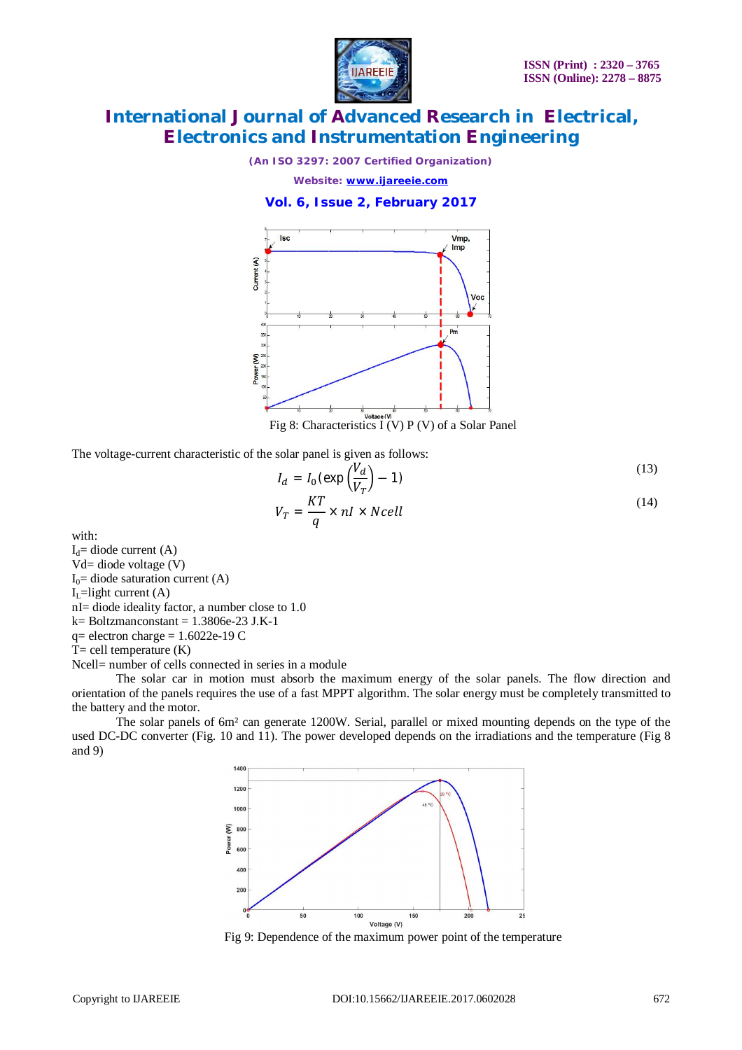Fig 8: Characteristics I (V) P (V) of a Solar Panel

The voltage-current characteristic of the solar panel is given as follows:

$$I_d = I_0\left(\exp\left(\frac{V_d}{V_T}\right) - 1\right) \tag{13}$$

$$V_T = \frac{KT}{q} \times nI \times Ncell \tag{14}$$

with:

$I_d$= diode current (A)

Vd= diode voltage (V)

$I_0$= diode saturation current (A)

$I_L$=light current (A)

nI= diode ideality factor, a number close to 1.0

k= Boltzmanconstant = 1.3806e-23 J.K-1

q= electron charge = 1.6022e-19 C

T= cell temperature (K)

Ncell= number of cells connected in series in a module

The solar car in motion must absorb the maximum energy of the solar panels. The flow direction and orientation of the panels requires the use of a fast MPPT algorithm. The solar energy must be completely transmitted to the battery and the motor.

The solar panels of 6m² can generate 1200W. Serial, parallel or mixed mounting depends on the type of the used DC-DC converter (Fig. 10 and 11). The power developed depends on the irradiations and the temperature (Fig 8 and 9)

Fig 9: Dependence of the maximum power point of the temperature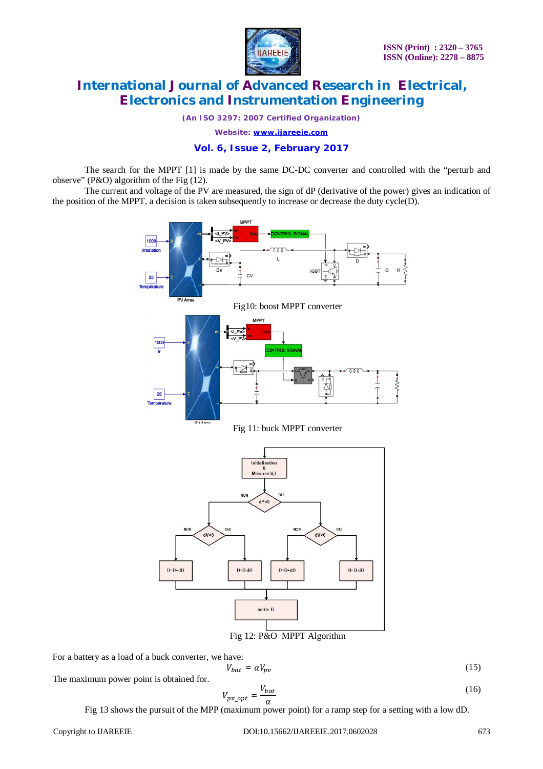The search for the MPPT [1] is made by the same DC-DC converter and controlled with the "perturb and observe" (P&O) algorithm of the Fig (12).

The current and voltage of the PV are measured, the sign of dP (derivative of the power) gives an indication of the position of the MPPT, a decision is taken subsequently to increase or decrease the duty cycle(D).

Fig10: boost MPPT converter

Fig 11: buck MPPT converter

Fig 12: P&O MPPT Algorithm

For a battery as a load of a buck converter, we have:

$$V_{bat} = \alpha V_{pv} \tag{15}$$

The maximum power point is obtained for.

$$V_{pv\_opt} = \frac{V_{bat}}{\alpha} \tag{16}$$

Fig 13 shows the pursuit of the MPP (maximum power point) for a ramp step for a setting with a low dD.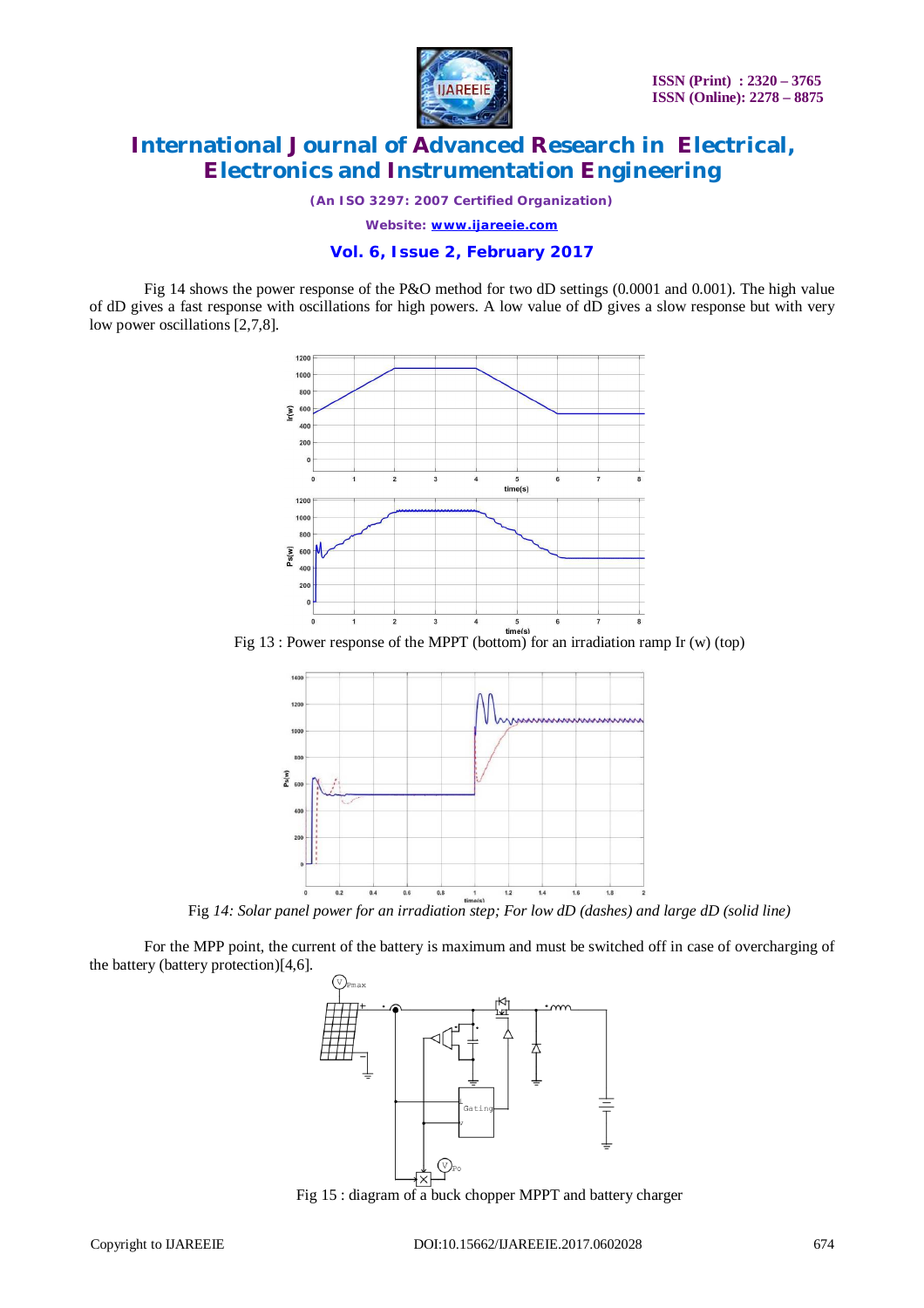Fig 14 shows the power response of the P&O method for two dD settings (0.0001 and 0.001). The high value of dD gives a fast response with oscillations for high powers. A low value of dD gives a slow response but with very low power oscillations [2,7,8].

Fig 13 : Power response of the MPPT (bottom) for an irradiation ramp Ir (w) (top)

*Fig 14: Solar panel power for an irradiation step; For low dD (dashes) and large dD (solid line)*

For the MPP point, the current of the battery is maximum and must be switched off in case of overcharging of the battery (battery protection)[4,6].

Fig 15 : diagram of a buck chopper MPPT and battery charger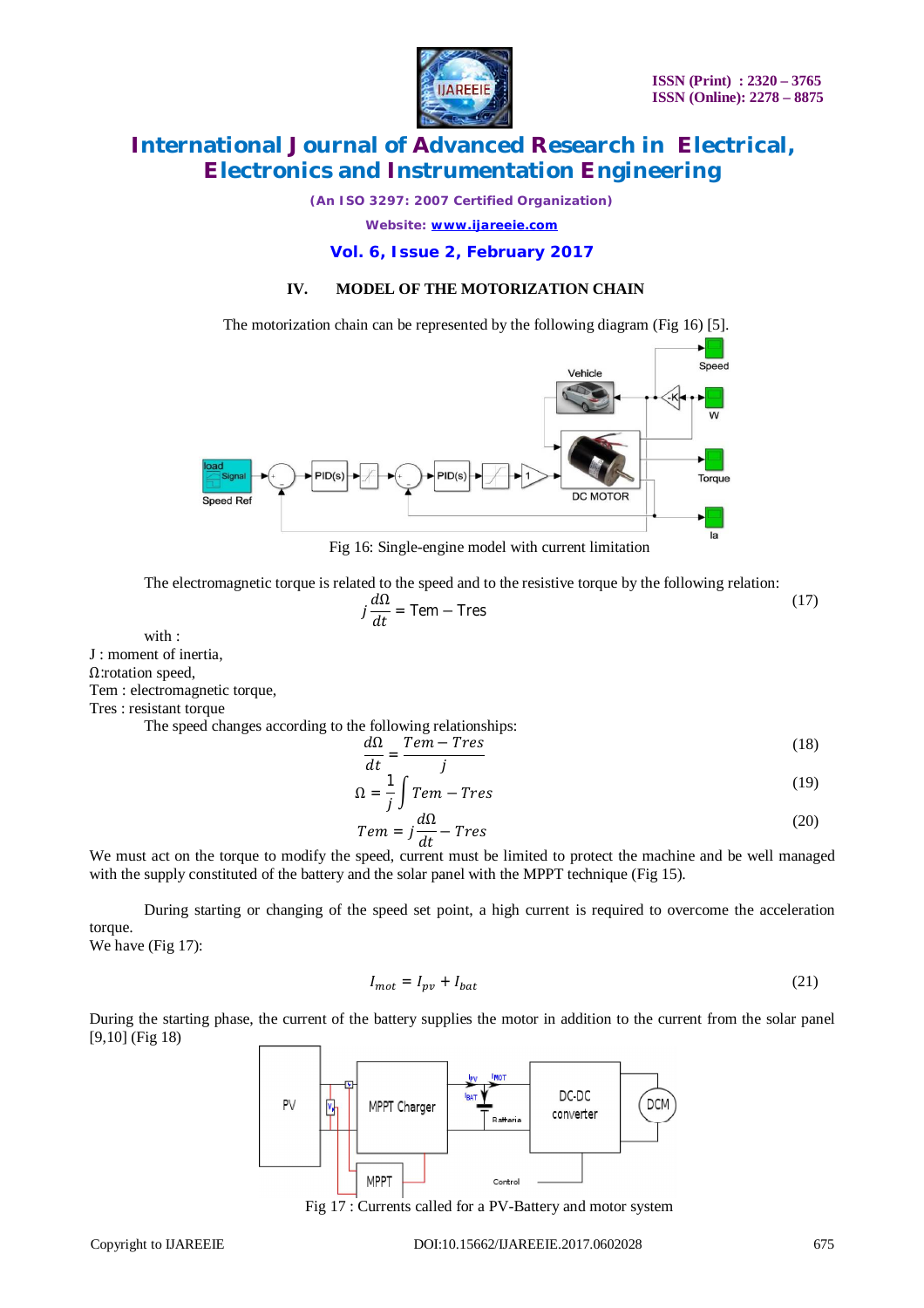## IV. MODEL OF THE MOTORIZATION CHAIN

The motorization chain can be represented by the following diagram (Fig 16) [5].

Fig 16: Single-engine model with current limitation

The electromagnetic torque is related to the speed and to the resistive torque by the following relation:

$$j\frac{d\Omega}{dt} = \text{Tem} - \text{Tres} \tag{17}$$

with :

J : moment of inertia,

Ω:rotation speed,

Tem : electromagnetic torque,

Tres : resistant torque

The speed changes according to the following relationships:

$$\frac{d\Omega}{dt} = \frac{Tem - Tres}{j} \tag{18}$$

$$\Omega = \frac{1}{j}\int Tem - Tres \tag{19}$$

$$Tem = j\frac{d\Omega}{dt} - Tres \tag{20}$$

We must act on the torque to modify the speed, current must be limited to protect the machine and be well managed with the supply constituted of the battery and the solar panel with the MPPT technique (Fig 15).

During starting or changing of the speed set point, a high current is required to overcome the acceleration torque.

We have (Fig 17):

$$I_{mot} = I_{pv} + I_{bat} \tag{21}$$

During the starting phase, the current of the battery supplies the motor in addition to the current from the solar panel [9,10] (Fig 18)

Fig 17 : Currents called for a PV-Battery and motor system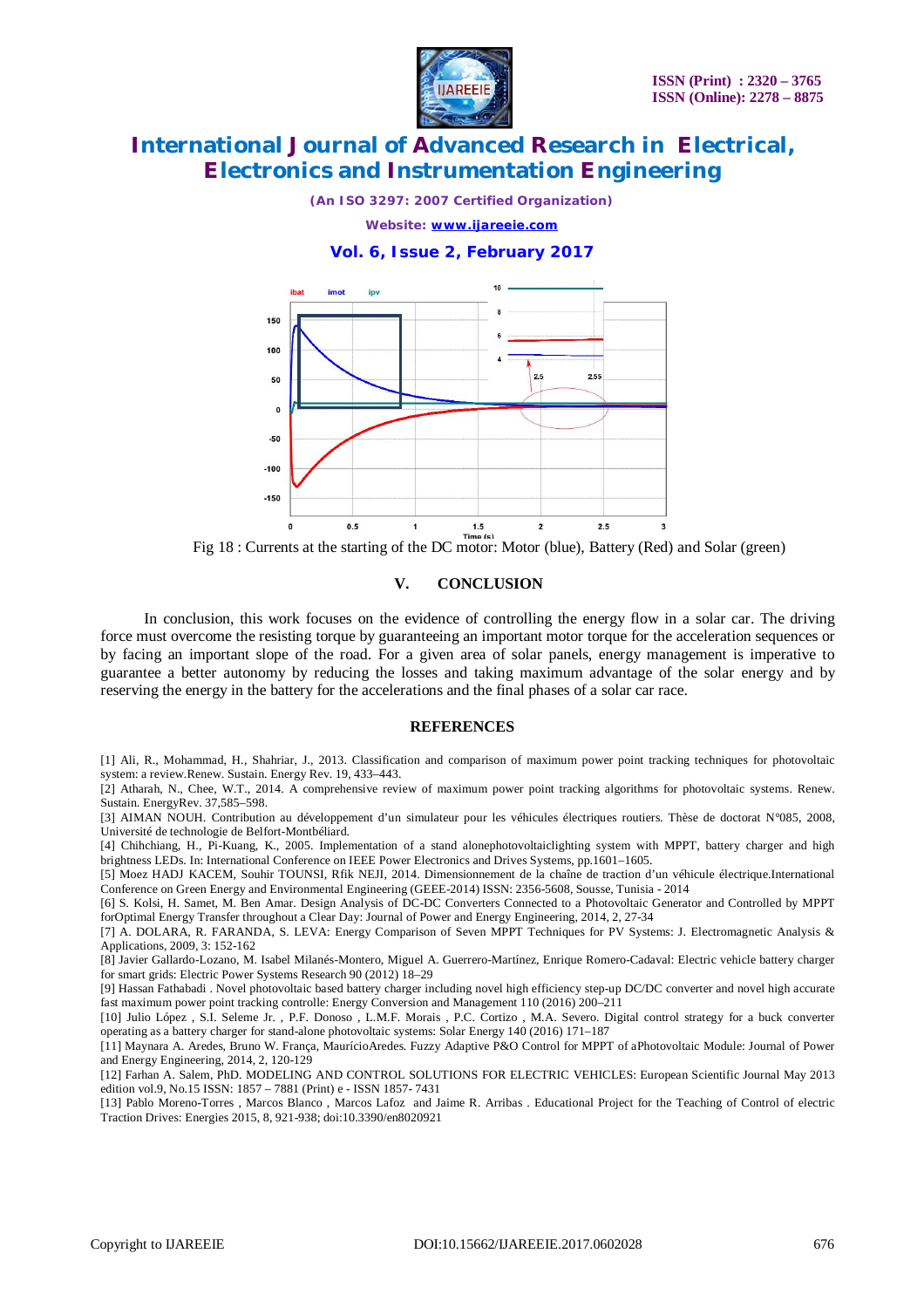ibat imot ipv

150
100
50
0
-50
-100
-150

10
8
6
4
2.5
2.55

0 0.5 1 1.5 2 2.5 3

Time (s)

Fig 18 : Currents at the starting of the DC motor: Motor (blue), Battery (Red) and Solar (green)

## V. CONCLUSION

In conclusion, this work focuses on the evidence of controlling the energy flow in a solar car. The driving force must overcome the resisting torque by guaranteeing an important motor torque for the acceleration sequences or by facing an important slope of the road. For a given area of solar panels, energy management is imperative to guarantee a better autonomy by reducing the losses and taking maximum advantage of the solar energy and by reserving the energy in the battery for the accelerations and the final phases of a solar car race.

## REFERENCES

[1] Ali, R., Mohammad, H., Shahriar, J., 2013. Classification and comparison of maximum power point tracking techniques for photovoltaic system: a review.Renew. Sustain. Energy Rev. 19, 433–443.

[2] Atharah, N., Chee, W.T., 2014. A comprehensive review of maximum power point tracking algorithms for photovoltaic systems. Renew. Sustain. EnergyRev. 37,585–598.

[3] AIMAN NOUH. Contribution au développement d'un simulateur pour les véhicules électriques routiers. Thèse de doctorat N°085, 2008, Université de technologie de Belfort-Montbéliard.

[4] Chihchiang, H., Pi-Kuang, K., 2005. Implementation of a stand alonephotovoltaiclighting system with MPPT, battery charger and high brightness LEDs. In: International Conference on IEEE Power Electronics and Drives Systems, pp.1601–1605.

[5] Moez HADJ KACEM, Souhir TOUNSI, Rfik NEJI, 2014. Dimensionnement de la chaîne de traction d'un véhicule électrique.International Conference on Green Energy and Environmental Engineering (GEEE-2014) ISSN: 2356-5608, Sousse, Tunisia - 2014

[6] S. Kolsi, H. Samet, M. Ben Amar. Design Analysis of DC-DC Converters Connected to a Photovoltaic Generator and Controlled by MPPT forOptimal Energy Transfer throughout a Clear Day: Journal of Power and Energy Engineering, 2014, 2, 27-34

[7] A. DOLARA, R. FARANDA, S. LEVA: Energy Comparison of Seven MPPT Techniques for PV Systems: J. Electromagnetic Analysis & Applications, 2009, 3: 152-162

[8] Javier Gallardo-Lozano, M. Isabel Milanés-Montero, Miguel A. Guerrero-Martínez, Enrique Romero-Cadaval: Electric vehicle battery charger for smart grids: Electric Power Systems Research 90 (2012) 18–29

[9] Hassan Fathabadi . Novel photovoltaic based battery charger including novel high efficiency step-up DC/DC converter and novel high accurate fast maximum power point tracking controlle: Energy Conversion and Management 110 (2016) 200–211

[10] Julio López , S.I. Seleme Jr. , P.F. Donoso , L.M.F. Morais , P.C. Cortizo , M.A. Severo. Digital control strategy for a buck converter operating as a battery charger for stand-alone photovoltaic systems: Solar Energy 140 (2016) 171–187

[11] Maynara A. Aredes, Bruno W. França, MaurícioAredes. Fuzzy Adaptive P&O Control for MPPT of aPhotovoltaic Module: Journal of Power and Energy Engineering, 2014, 2, 120-129

[12] Farhan A. Salem, PhD. MODELING AND CONTROL SOLUTIONS FOR ELECTRIC VEHICLES: European Scientific Journal May 2013 edition vol.9, No.15 ISSN: 1857 – 7881 (Print) e - ISSN 1857- 7431

[13] Pablo Moreno-Torres , Marcos Blanco , Marcos Lafoz and Jaime R. Arribas . Educational Project for the Teaching of Control of electric Traction Drives: Energies 2015, 8, 921-938; doi:10.3390/en8020921